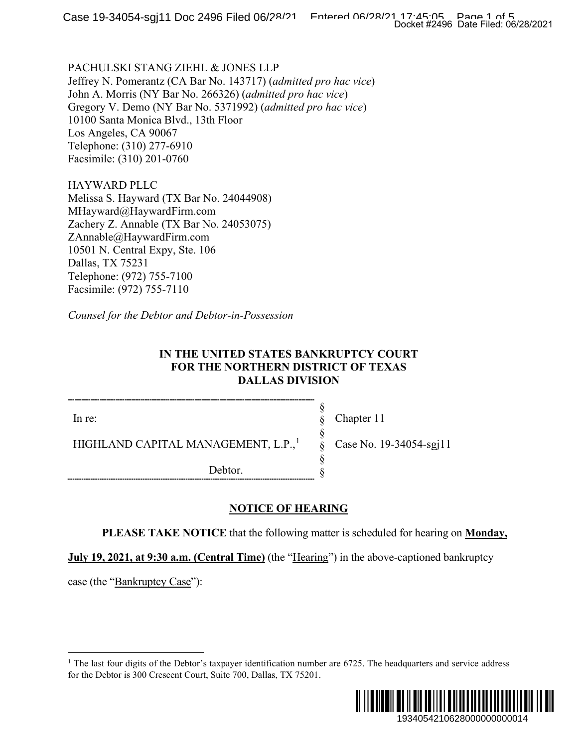PACHULSKI STANG ZIEHL & JONES LLP
Jeffrey N. Pomerantz (CA Bar No. 143717) (*admitted pro hac vice*)
John A. Morris (NY Bar No. 266326) (*admitted pro hac vice*)
Gregory V. Demo (NY Bar No. 5371992) (*admitted pro hac vice*)
10100 Santa Monica Blvd., 13th Floor
Los Angeles, CA 90067
Telephone: (310) 277-6910
Facsimile: (310) 201-0760

HAYWARD PLLC
Melissa S. Hayward (TX Bar No. 24044908)
MHayward@HaywardFirm.com
Zachery Z. Annable (TX Bar No. 24053075)
ZAnnable@HaywardFirm.com
10501 N. Central Expy, Ste. 106
Dallas, TX 75231
Telephone: (972) 755-7100
Facsimile: (972) 755-7110

*Counsel for the Debtor and Debtor-in-Possession*

**IN THE UNITED STATES BANKRUPTCY COURT**
**FOR THE NORTHERN DISTRICT OF TEXAS**
**DALLAS DIVISION**

| | | |
|---|---|---|
| In re: | § | Chapter 11 |
| | § | |
| HIGHLAND CAPITAL MANAGEMENT, L.P.,[1] | § | Case No. 19-34054-sgj11 |
| | § | |
| Debtor. | § | |

**NOTICE OF HEARING**

**PLEASE TAKE NOTICE** that the following matter is scheduled for hearing on **Monday, July 19, 2021, at 9:30 a.m. (Central Time)** (the "Hearing") in the above-captioned bankruptcy case (the "Bankruptcy Case"):

[1] The last four digits of the Debtor's taxpayer identification number are 6725. The headquarters and service address for the Debtor is 300 Crescent Court, Suite 700, Dallas, TX 75201.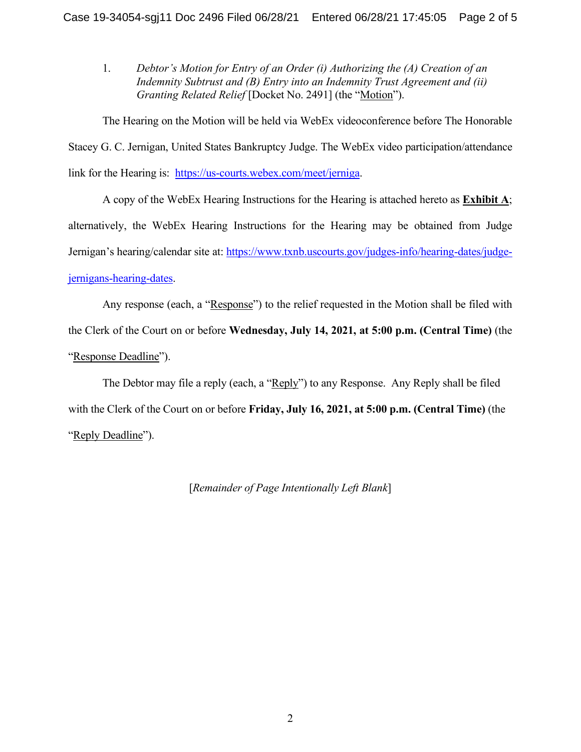1. *Debtor's Motion for Entry of an Order (i) Authorizing the (A) Creation of an Indemnity Subtrust and (B) Entry into an Indemnity Trust Agreement and (ii) Granting Related Relief* [Docket No. 2491] (the "Motion").

The Hearing on the Motion will be held via WebEx videoconference before The Honorable Stacey G. C. Jernigan, United States Bankruptcy Judge. The WebEx video participation/attendance link for the Hearing is: https://us-courts.webex.com/meet/jerniga.

A copy of the WebEx Hearing Instructions for the Hearing is attached hereto as **Exhibit A**; alternatively, the WebEx Hearing Instructions for the Hearing may be obtained from Judge Jernigan's hearing/calendar site at: https://www.txnb.uscourts.gov/judges-info/hearing-dates/judge-jernigans-hearing-dates.

Any response (each, a "Response") to the relief requested in the Motion shall be filed with the Clerk of the Court on or before **Wednesday, July 14, 2021, at 5:00 p.m. (Central Time)** (the "Response Deadline").

The Debtor may file a reply (each, a "Reply") to any Response. Any Reply shall be filed with the Clerk of the Court on or before **Friday, July 16, 2021, at 5:00 p.m. (Central Time)** (the "Reply Deadline").

[*Remainder of Page Intentionally Left Blank*]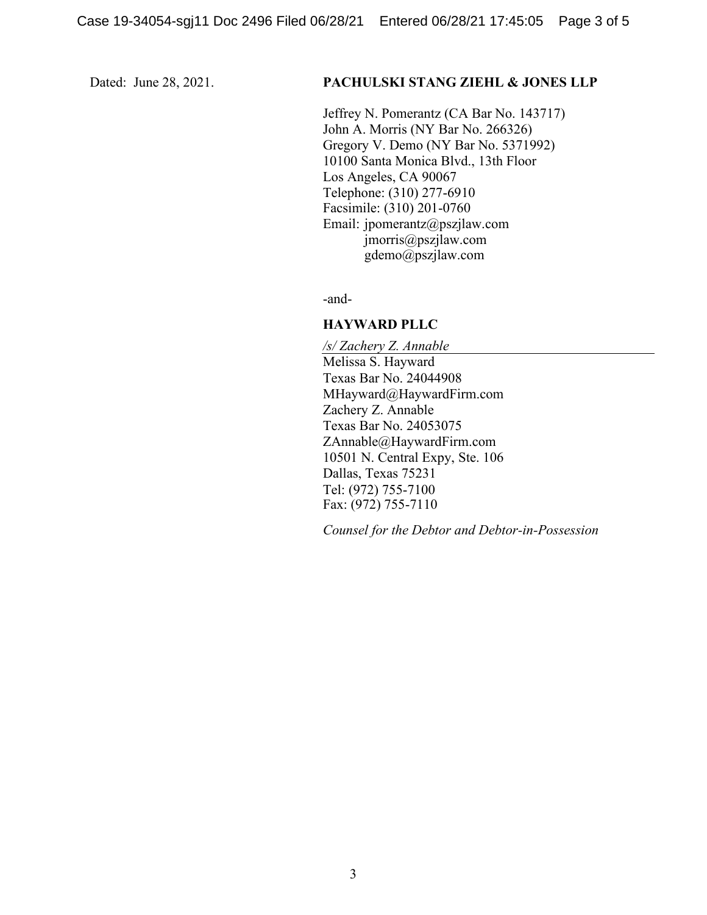Dated: June 28, 2021.

**PACHULSKI STANG ZIEHL & JONES LLP**

Jeffrey N. Pomerantz (CA Bar No. 143717)
John A. Morris (NY Bar No. 266326)
Gregory V. Demo (NY Bar No. 5371992)
10100 Santa Monica Blvd., 13th Floor
Los Angeles, CA 90067
Telephone: (310) 277-6910
Facsimile: (310) 201-0760
Email: jpomerantz@pszjlaw.com
jmorris@pszjlaw.com
gdemo@pszjlaw.com

-and-

**HAYWARD PLLC**

*/s/ Zachery Z. Annable*
Melissa S. Hayward
Texas Bar No. 24044908
MHayward@HaywardFirm.com
Zachery Z. Annable
Texas Bar No. 24053075
ZAnnable@HaywardFirm.com
10501 N. Central Expy, Ste. 106
Dallas, Texas 75231
Tel: (972) 755-7100
Fax: (972) 755-7110

*Counsel for the Debtor and Debtor-in-Possession*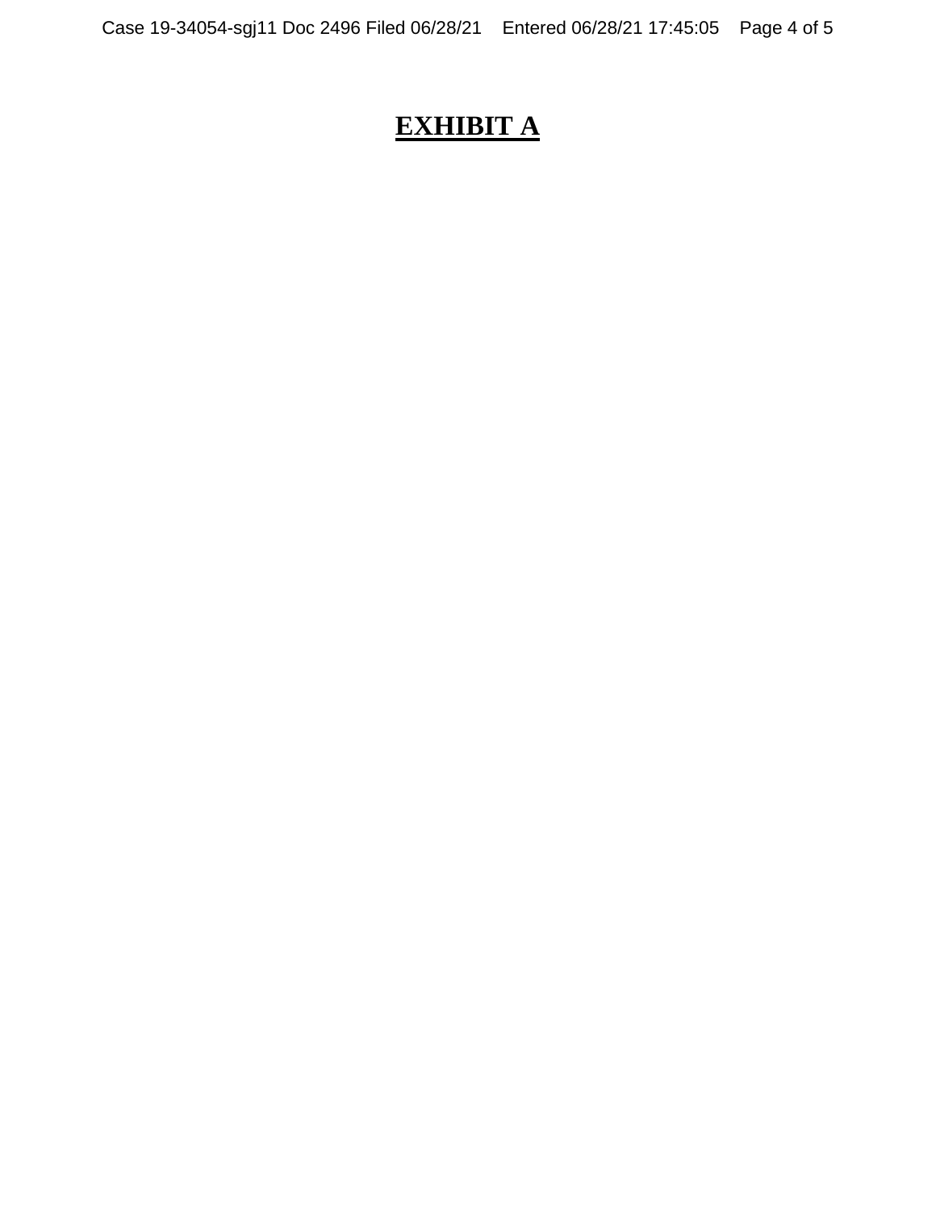# **EXHIBIT A**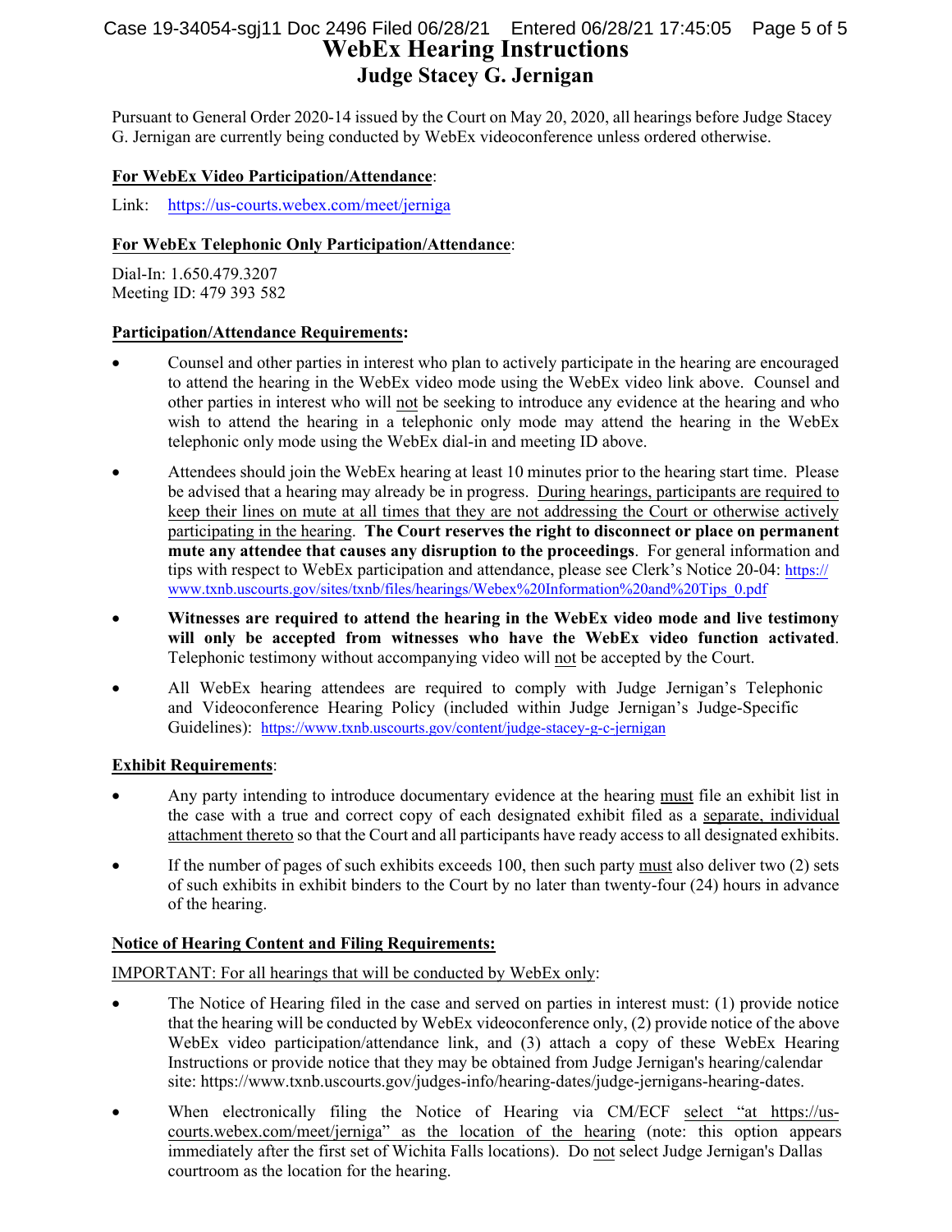# WebEx Hearing Instructions
## Judge Stacey G. Jernigan

Pursuant to General Order 2020-14 issued by the Court on May 20, 2020, all hearings before Judge Stacey G. Jernigan are currently being conducted by WebEx videoconference unless ordered otherwise.

**For WebEx Video Participation/Attendance**:

Link: https://us-courts.webex.com/meet/jerniga

**For WebEx Telephonic Only Participation/Attendance**:

Dial-In: 1.650.479.3207
Meeting ID: 479 393 582

**Participation/Attendance Requirements:**

- Counsel and other parties in interest who plan to actively participate in the hearing are encouraged to attend the hearing in the WebEx video mode using the WebEx video link above. Counsel and other parties in interest who will not be seeking to introduce any evidence at the hearing and who wish to attend the hearing in a telephonic only mode may attend the hearing in the WebEx telephonic only mode using the WebEx dial-in and meeting ID above.
- Attendees should join the WebEx hearing at least 10 minutes prior to the hearing start time. Please be advised that a hearing may already be in progress. During hearings, participants are required to keep their lines on mute at all times that they are not addressing the Court or otherwise actively participating in the hearing. **The Court reserves the right to disconnect or place on permanent mute any attendee that causes any disruption to the proceedings**. For general information and tips with respect to WebEx participation and attendance, please see Clerk's Notice 20-04: https://www.txnb.uscourts.gov/sites/txnb/files/hearings/Webex%20Information%20and%20Tips_0.pdf
- **Witnesses are required to attend the hearing in the WebEx video mode and live testimony will only be accepted from witnesses who have the WebEx video function activated**. Telephonic testimony without accompanying video will not be accepted by the Court.
- All WebEx hearing attendees are required to comply with Judge Jernigan's Telephonic and Videoconference Hearing Policy (included within Judge Jernigan's Judge-Specific Guidelines): https://www.txnb.uscourts.gov/content/judge-stacey-g-c-jernigan

**Exhibit Requirements**:

- Any party intending to introduce documentary evidence at the hearing must file an exhibit list in the case with a true and correct copy of each designated exhibit filed as a separate, individual attachment thereto so that the Court and all participants have ready access to all designated exhibits.
- If the number of pages of such exhibits exceeds 100, then such party must also deliver two (2) sets of such exhibits in exhibit binders to the Court by no later than twenty-four (24) hours in advance of the hearing.

**Notice of Hearing Content and Filing Requirements:**

IMPORTANT: For all hearings that will be conducted by WebEx only:

- The Notice of Hearing filed in the case and served on parties in interest must: (1) provide notice that the hearing will be conducted by WebEx videoconference only, (2) provide notice of the above WebEx video participation/attendance link, and (3) attach a copy of these WebEx Hearing Instructions or provide notice that they may be obtained from Judge Jernigan's hearing/calendar site: https://www.txnb.uscourts.gov/judges-info/hearing-dates/judge-jernigans-hearing-dates.
- When electronically filing the Notice of Hearing via CM/ECF select "at https://us-courts.webex.com/meet/jerniga" as the location of the hearing (note: this option appears immediately after the first set of Wichita Falls locations). Do not select Judge Jernigan's Dallas courtroom as the location for the hearing.